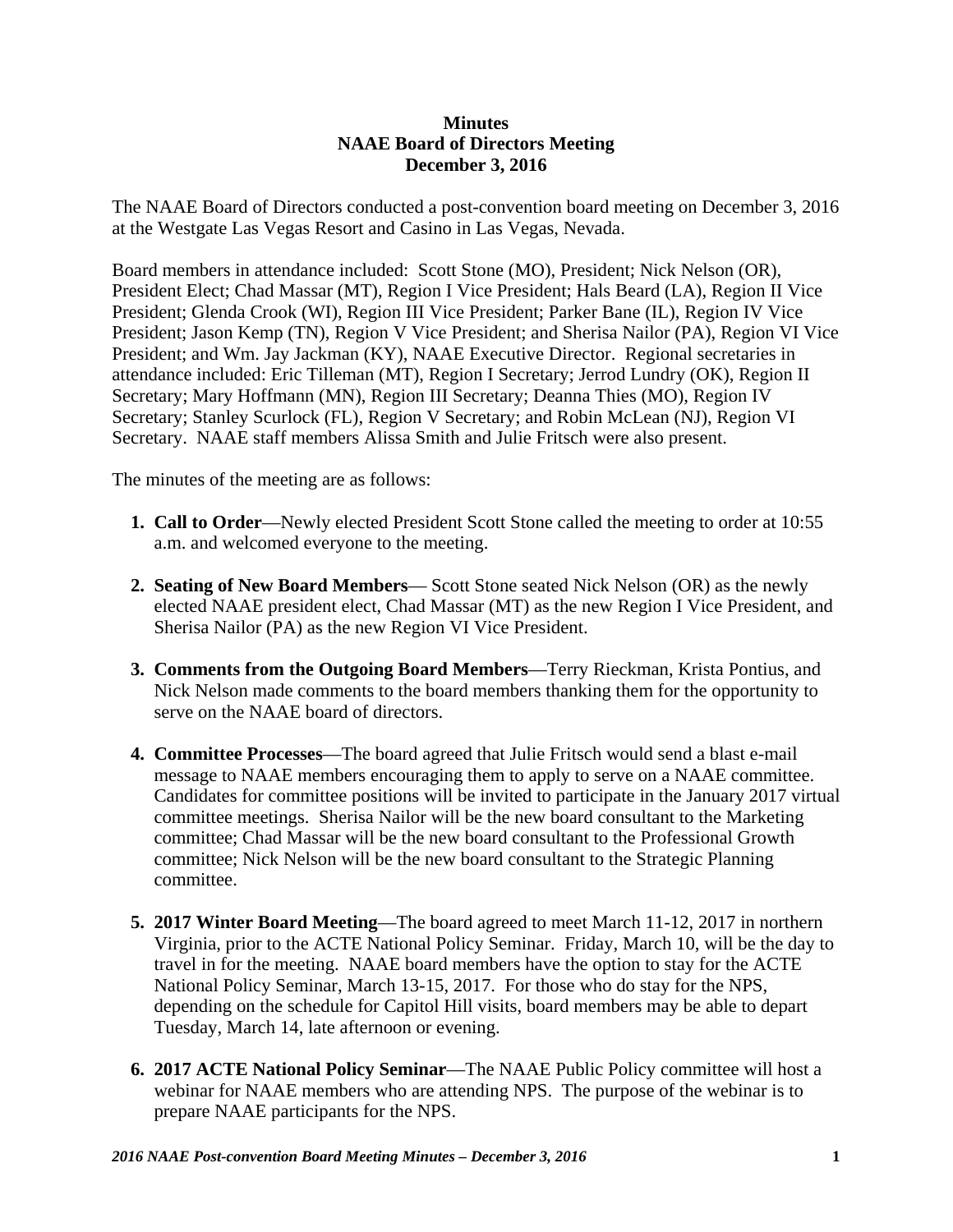**Minutes**
**NAAE Board of Directors Meeting**
**December 3, 2016**

The NAAE Board of Directors conducted a post-convention board meeting on December 3, 2016 at the Westgate Las Vegas Resort and Casino in Las Vegas, Nevada.

Board members in attendance included: Scott Stone (MO), President; Nick Nelson (OR), President Elect; Chad Massar (MT), Region I Vice President; Hals Beard (LA), Region II Vice President; Glenda Crook (WI), Region III Vice President; Parker Bane (IL), Region IV Vice President; Jason Kemp (TN), Region V Vice President; and Sherisa Nailor (PA), Region VI Vice President; and Wm. Jay Jackman (KY), NAAE Executive Director. Regional secretaries in attendance included: Eric Tilleman (MT), Region I Secretary; Jerrod Lundry (OK), Region II Secretary; Mary Hoffmann (MN), Region III Secretary; Deanna Thies (MO), Region IV Secretary; Stanley Scurlock (FL), Region V Secretary; and Robin McLean (NJ), Region VI Secretary. NAAE staff members Alissa Smith and Julie Fritsch were also present.

The minutes of the meeting are as follows:

1. **Call to Order**—Newly elected President Scott Stone called the meeting to order at 10:55 a.m. and welcomed everyone to the meeting.

2. **Seating of New Board Members**— Scott Stone seated Nick Nelson (OR) as the newly elected NAAE president elect, Chad Massar (MT) as the new Region I Vice President, and Sherisa Nailor (PA) as the new Region VI Vice President.

3. **Comments from the Outgoing Board Members**—Terry Rieckman, Krista Pontius, and Nick Nelson made comments to the board members thanking them for the opportunity to serve on the NAAE board of directors.

4. **Committee Processes**—The board agreed that Julie Fritsch would send a blast e-mail message to NAAE members encouraging them to apply to serve on a NAAE committee. Candidates for committee positions will be invited to participate in the January 2017 virtual committee meetings. Sherisa Nailor will be the new board consultant to the Marketing committee; Chad Massar will be the new board consultant to the Professional Growth committee; Nick Nelson will be the new board consultant to the Strategic Planning committee.

5. **2017 Winter Board Meeting**—The board agreed to meet March 11-12, 2017 in northern Virginia, prior to the ACTE National Policy Seminar. Friday, March 10, will be the day to travel in for the meeting. NAAE board members have the option to stay for the ACTE National Policy Seminar, March 13-15, 2017. For those who do stay for the NPS, depending on the schedule for Capitol Hill visits, board members may be able to depart Tuesday, March 14, late afternoon or evening.

6. **2017 ACTE National Policy Seminar**—The NAAE Public Policy committee will host a webinar for NAAE members who are attending NPS. The purpose of the webinar is to prepare NAAE participants for the NPS.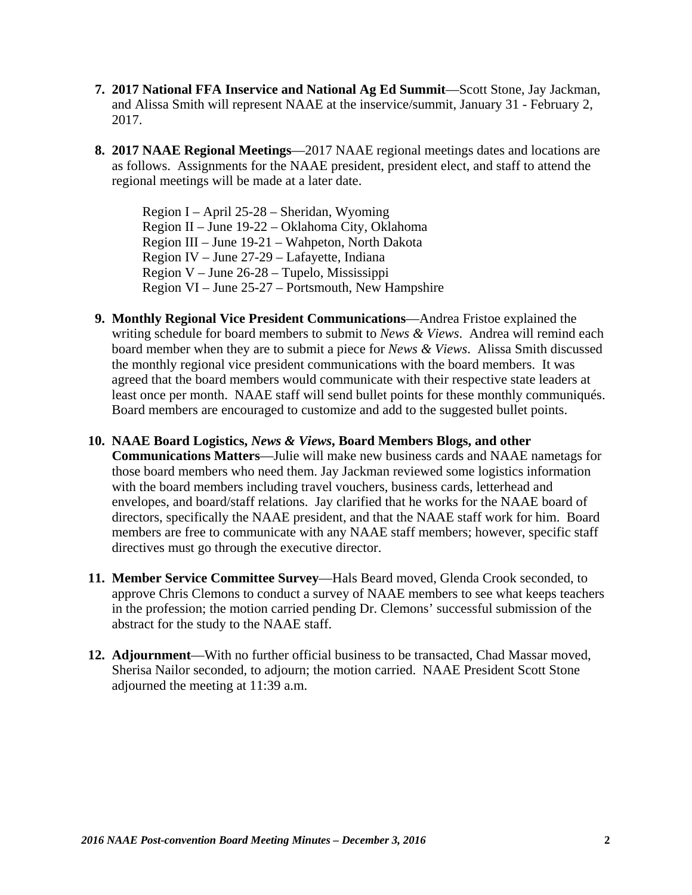7. **2017 National FFA Inservice and National Ag Ed Summit**—Scott Stone, Jay Jackman, and Alissa Smith will represent NAAE at the inservice/summit, January 31 - February 2, 2017.

8. **2017 NAAE Regional Meetings**—2017 NAAE regional meetings dates and locations are as follows. Assignments for the NAAE president, president elect, and staff to attend the regional meetings will be made at a later date.

   Region I – April 25-28 – Sheridan, Wyoming
   Region II – June 19-22 – Oklahoma City, Oklahoma
   Region III – June 19-21 – Wahpeton, North Dakota
   Region IV – June 27-29 – Lafayette, Indiana
   Region V – June 26-28 – Tupelo, Mississippi
   Region VI – June 25-27 – Portsmouth, New Hampshire

9. **Monthly Regional Vice President Communications**—Andrea Fristoe explained the writing schedule for board members to submit to *News & Views*. Andrea will remind each board member when they are to submit a piece for *News & Views*. Alissa Smith discussed the monthly regional vice president communications with the board members. It was agreed that the board members would communicate with their respective state leaders at least once per month. NAAE staff will send bullet points for these monthly communiqués. Board members are encouraged to customize and add to the suggested bullet points.

10. **NAAE Board Logistics, *News & Views*, Board Members Blogs, and other Communications Matters**—Julie will make new business cards and NAAE nametags for those board members who need them. Jay Jackman reviewed some logistics information with the board members including travel vouchers, business cards, letterhead and envelopes, and board/staff relations. Jay clarified that he works for the NAAE board of directors, specifically the NAAE president, and that the NAAE staff work for him. Board members are free to communicate with any NAAE staff members; however, specific staff directives must go through the executive director.

11. **Member Service Committee Survey**—Hals Beard moved, Glenda Crook seconded, to approve Chris Clemons to conduct a survey of NAAE members to see what keeps teachers in the profession; the motion carried pending Dr. Clemons' successful submission of the abstract for the study to the NAAE staff.

12. **Adjournment**—With no further official business to be transacted, Chad Massar moved, Sherisa Nailor seconded, to adjourn; the motion carried. NAAE President Scott Stone adjourned the meeting at 11:39 a.m.